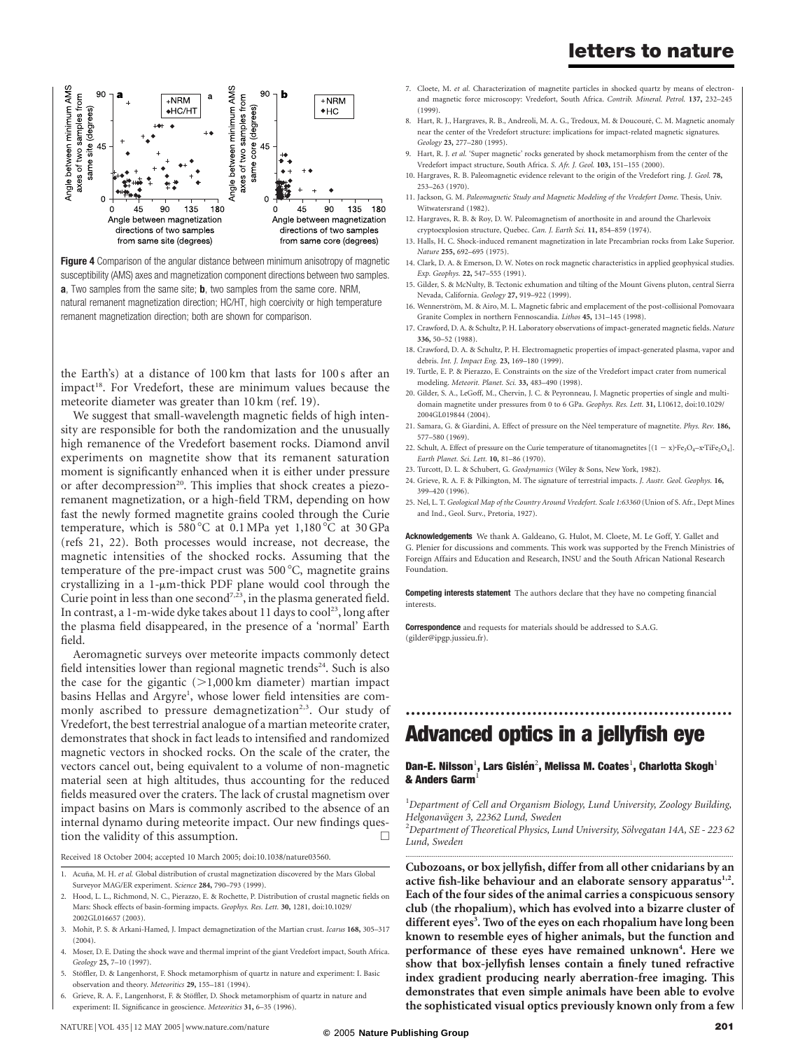**Figure 4** Comparison of the angular distance between minimum anisotropy of magnetic susceptibility (AMS) axes and magnetization component directions between two samples. **a**, Two samples from the same site; **b**, two samples from the same core. NRM, natural remanent magnetization direction; HC/HT, high coercivity or high temperature remanent magnetization direction; both are shown for comparison.

the Earth's) at a distance of 100 km that lasts for 100 s after an impact[18]. For Vredefort, these are minimum values because the meteorite diameter was greater than 10 km (ref. 19).

We suggest that small-wavelength magnetic fields of high intensity are responsible for both the randomization and the unusually high remanence of the Vredefort basement rocks. Diamond anvil experiments on magnetite show that its remanent saturation moment is significantly enhanced when it is either under pressure or after decompression[20]. This implies that shock creates a piezoremanent magnetization, or a high-field TRM, depending on how fast the newly formed magnetite grains cooled through the Curie temperature, which is 580 °C at 0.1 MPa yet 1,180 °C at 30 GPa (refs 21, 22). Both processes would increase, not decrease, the magnetic intensities of the shocked rocks. Assuming that the temperature of the pre-impact crust was 500 °C, magnetite grains crystallizing in a 1-μm-thick PDF plane would cool through the Curie point in less than one second[7,23], in the plasma generated field. In contrast, a 1-m-wide dyke takes about 11 days to cool[23], long after the plasma field disappeared, in the presence of a 'normal' Earth field.

Aeromagnetic surveys over meteorite impacts commonly detect field intensities lower than regional magnetic trends[24]. Such is also the case for the gigantic (>1,000 km diameter) martian impact basins Hellas and Argyre[1], whose lower field intensities are commonly ascribed to pressure demagnetization[2,3]. Our study of Vredefort, the best terrestrial analogue of a martian meteorite crater, demonstrates that shock in fact leads to intensified and randomized magnetic vectors in shocked rocks. On the scale of the crater, the vectors cancel out, being equivalent to a volume of non-magnetic material seen at high altitudes, thus accounting for the reduced fields measured over the craters. The lack of crustal magnetism over impact basins on Mars is commonly ascribed to the absence of an internal dynamo during meteorite impact. Our new findings question the validity of this assumption. □

Received 18 October 2004; accepted 10 March 2005; doi:10.1038/nature03560.

1. Acuña, M. H. *et al.* Global distribution of crustal magnetization discovered by the Mars Global Surveyor MAG/ER experiment. *Science* **284,** 790–793 (1999).
2. Hood, L. L., Richmond, N. C., Pierazzo, E. & Rochette, P. Distribution of crustal magnetic fields on Mars: Shock effects of basin-forming impacts. *Geophys. Res. Lett.* **30,** 1281, doi:10.1029/2002GL016657 (2003).
3. Mohit, P. S. & Arkani-Hamed, J. Impact demagnetization of the Martian crust. *Icarus* **168,** 305–317 (2004).
4. Moser, D. E. Dating the shock wave and thermal imprint of the giant Vredefort impact, South Africa. *Geology* **25,** 7–10 (1997).
5. Stöffler, D. & Langenhorst, F. Shock metamorphism of quartz in nature and experiment: I. Basic observation and theory. *Meteoritics* **29,** 155–181 (1994).
6. Grieve, R. A. F., Langenhorst, F. & Stöffler, D. Shock metamorphism of quartz in nature and experiment: II. Significance in geoscience. *Meteoritics* **31,** 6–35 (1996).
7. Cloete, M. *et al.* Characterization of magnetite particles in shocked quartz by means of electron- and magnetic force microscopy: Vredefort, South Africa. *Contrib. Mineral. Petrol.* **137,** 232–245 (1999).
8. Hart, R. J., Hargraves, R. B., Andreoli, M. A. G., Tredoux, M. & Doucouré, C. M. Magnetic anomaly near the center of the Vredefort structure: implications for impact-related magnetic signatures. *Geology* **23,** 277–280 (1995).
9. Hart, R. J. *et al.* 'Super magnetic' rocks generated by shock metamorphism from the center of the Vredefort impact structure, South Africa. *S. Afr. J. Geol.* **103,** 151–155 (2000).
10. Hargraves, R. B. Paleomagnetic evidence relevant to the origin of the Vredefort ring. *J. Geol.* **78,** 253–263 (1970).
11. Jackson, G. M. *Paleomagnetic Study and Magnetic Modeling of the Vredefort Dome.* Thesis, Univ. Witwatersrand (1982).
12. Hargraves, R. B. & Roy, D. W. Paleomagnetism of anorthosite in and around the Charlevoix cryptoexplosion structure, Quebec. *Can. J. Earth Sci.* **11,** 854–859 (1974).
13. Halls, H. C. Shock-induced remanent magnetization in late Precambrian rocks from Lake Superior. *Nature* **255,** 692–695 (1975).
14. Clark, D. A. & Emerson, D. W. Notes on rock magnetic characteristics in applied geophysical studies. *Exp. Geophys.* **22,** 547–555 (1991).
15. Gilder, S. & McNulty, B. Tectonic exhumation and tilting of the Mount Givens pluton, central Sierra Nevada, California. *Geology* **27,** 919–922 (1999).
16. Wennerström, M. & Airo, M. L. Magnetic fabric and emplacement of the post-collisional Pomovaara Granite Complex in northern Fennoscandia. *Lithos* **45,** 131–145 (1998).
17. Crawford, D. A. & Schultz, P. H. Laboratory observations of impact-generated magnetic fields. *Nature* **336,** 50–52 (1988).
18. Crawford, D. A. & Schultz, P. H. Electromagnetic properties of impact-generated plasma, vapor and debris. *Int. J. Impact Eng.* **23,** 169–180 (1999).
19. Turtle, E. P. & Pierazzo, E. Constraints on the size of the Vredefort impact crater from numerical modeling. *Meteorit. Planet. Sci.* **33,** 483–490 (1998).
20. Gilder, S. A., LeGoff, M., Chervin, J. C. & Peyronneau, J. Magnetic properties of single and multi-domain magnetite under pressures from 0 to 6 GPa. *Geophys. Res. Lett.* **31,** L10612, doi:10.1029/2004GL019844 (2004).
21. Samara, G. & Giardini, A. Effect of pressure on the Néel temperature of magnetite. *Phys. Rev.* **186,** 577–580 (1969).
22. Schult, A. Effect of pressure on the Curie temperature of titanomagnetites [$(1-x)\cdot Fe_3O_4 - x\cdot TiFe_2O_4$]. *Earth Planet. Sci. Lett.* **10,** 81–86 (1970).
23. Turcott, D. L. & Schubert, G. *Geodynamics* (Wiley & Sons, New York, 1982).
24. Grieve, R. A. F. & Pilkington, M. The signature of terrestrial impacts. *J. Austr. Geol. Geophys.* **16,** 399–420 (1996).
25. Nel, L. T. *Geological Map of the Country Around Vredefort. Scale 1:63360* (Union of S. Afr., Dept Mines and Ind., Geol. Surv., Pretoria, 1927).

**Acknowledgements** We thank A. Galdeano, G. Hulot, M. Cloete, M. Le Goff, Y. Gallet and G. Plenier for discussions and comments. This work was supported by the French Ministries of Foreign Affairs and Education and Research, INSU and the South African National Research Foundation.

**Competing interests statement** The authors declare that they have no competing financial interests.

**Correspondence** and requests for materials should be addressed to S.A.G. (gilder@ipgp.jussieu.fr).

# Advanced optics in a jellyfish eye

**Dan-E. Nilsson[1], Lars Gislén[2], Melissa M. Coates[1], Charlotta Skogh[1] & Anders Garm[1]**

[1]*Department of Cell and Organism Biology, Lund University, Zoology Building, Helgonavägen 3, 22362 Lund, Sweden*
[2]*Department of Theoretical Physics, Lund University, Sölvegatan 14A, SE - 223 62 Lund, Sweden*

**Cubozoans, or box jellyfish, differ from all other cnidarians by an active fish-like behaviour and an elaborate sensory apparatus[1,2]. Each of the four sides of the animal carries a conspicuous sensory club (the rhopalium), which has evolved into a bizarre cluster of different eyes[3]. Two of the eyes on each rhopalium have long been known to resemble eyes of higher animals, but the function and performance of these eyes have remained unknown[4]. Here we show that box-jellyfish lenses contain a finely tuned refractive index gradient producing nearly aberration-free imaging. This demonstrates that even simple animals have been able to evolve the sophisticated visual optics previously known only from a few**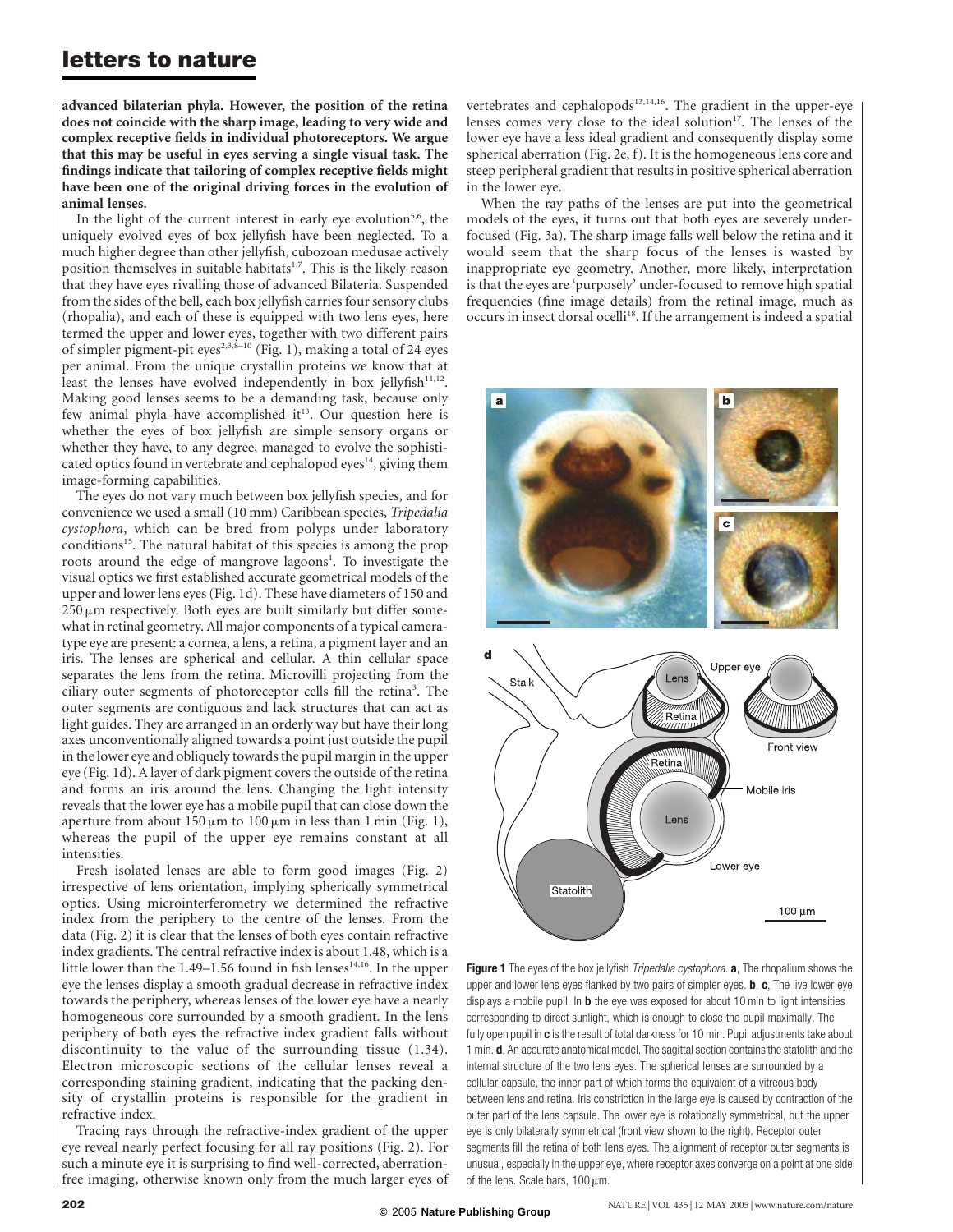**advanced bilaterian phyla. However, the position of the retina does not coincide with the sharp image, leading to very wide and complex receptive fields in individual photoreceptors. We argue that this may be useful in eyes serving a single visual task. The findings indicate that tailoring of complex receptive fields might have been one of the original driving forces in the evolution of animal lenses.**

In the light of the current interest in early eye evolution[5,6], the uniquely evolved eyes of box jellyfish have been neglected. To a much higher degree than other jellyfish, cubozoan medusae actively position themselves in suitable habitats[1,7]. This is the likely reason that they have eyes rivalling those of advanced Bilateria. Suspended from the sides of the bell, each box jellyfish carries four sensory clubs (rhopalia), and each of these is equipped with two lens eyes, here termed the upper and lower eyes, together with two different pairs of simpler pigment-pit eyes[2,3,8–10] (Fig. 1), making a total of 24 eyes per animal. From the unique crystallin proteins we know that at least the lenses have evolved independently in box jellyfish[11,12]. Making good lenses seems to be a demanding task, because only few animal phyla have accomplished it[13]. Our question here is whether the eyes of box jellyfish are simple sensory organs or whether they have, to any degree, managed to evolve the sophisticated optics found in vertebrate and cephalopod eyes[14], giving them image-forming capabilities.

The eyes do not vary much between box jellyfish species, and for convenience we used a small (10 mm) Caribbean species, *Tripedalia cystophora*, which can be bred from polyps under laboratory conditions[15]. The natural habitat of this species is among the prop roots around the edge of mangrove lagoons[1]. To investigate the visual optics we first established accurate geometrical models of the upper and lower lens eyes (Fig. 1d). These have diameters of 150 and 250 μm respectively. Both eyes are built similarly but differ somewhat in retinal geometry. All major components of a typical camera-type eye are present: a cornea, a lens, a retina, a pigment layer and an iris. The lenses are spherical and cellular. A thin cellular space separates the lens from the retina. Microvilli projecting from the ciliary outer segments of photoreceptor cells fill the retina[3]. The outer segments are contiguous and lack structures that can act as light guides. They are arranged in an orderly way but have their long axes unconventionally aligned towards a point just outside the pupil in the lower eye and obliquely towards the pupil margin in the upper eye (Fig. 1d). A layer of dark pigment covers the outside of the retina and forms an iris around the lens. Changing the light intensity reveals that the lower eye has a mobile pupil that can close down the aperture from about 150 μm to 100 μm in less than 1 min (Fig. 1), whereas the pupil of the upper eye remains constant at all intensities.

Fresh isolated lenses are able to form good images (Fig. 2) irrespective of lens orientation, implying spherically symmetrical optics. Using microinterferometry we determined the refractive index from the periphery to the centre of the lenses. From the data (Fig. 2) it is clear that the lenses of both eyes contain refractive index gradients. The central refractive index is about 1.48, which is a little lower than the 1.49–1.56 found in fish lenses[14,16]. In the upper eye the lenses display a smooth gradual decrease in refractive index towards the periphery, whereas lenses of the lower eye have a nearly homogeneous core surrounded by a smooth gradient. In the lens periphery of both eyes the refractive index gradient falls without discontinuity to the value of the surrounding tissue (1.34). Electron microscopic sections of the cellular lenses reveal a corresponding staining gradient, indicating that the packing density of crystallin proteins is responsible for the gradient in refractive index.

Tracing rays through the refractive-index gradient of the upper eye reveal nearly perfect focusing for all ray positions (Fig. 2). For such a minute eye it is surprising to find well-corrected, aberration-free imaging, otherwise known only from the much larger eyes of vertebrates and cephalopods[13,14,16]. The gradient in the upper-eye lenses comes very close to the ideal solution[17]. The lenses of the lower eye have a less ideal gradient and consequently display some spherical aberration (Fig. 2e, f). It is the homogeneous lens core and steep peripheral gradient that results in positive spherical aberration in the lower eye.

When the ray paths of the lenses are put into the geometrical models of the eyes, it turns out that both eyes are severely under-focused (Fig. 3a). The sharp image falls well below the retina and it would seem that the sharp focus of the lenses is wasted by inappropriate eye geometry. Another, more likely, interpretation is that the eyes are 'purposely' under-focused to remove high spatial frequencies (fine image details) from the retinal image, much as occurs in insect dorsal ocelli[18]. If the arrangement is indeed a spatial

**Figure 1** The eyes of the box jellyfish *Tripedalia cystophora*. **a**, The rhopalium shows the upper and lower lens eyes flanked by two pairs of simpler eyes. **b**, **c**, The live lower eye displays a mobile pupil. In **b** the eye was exposed for about 10 min to light intensities corresponding to direct sunlight, which is enough to close the pupil maximally. The fully open pupil in **c** is the result of total darkness for 10 min. Pupil adjustments take about 1 min. **d**, An accurate anatomical model. The sagittal section contains the statolith and the internal structure of the two lens eyes. The spherical lenses are surrounded by a cellular capsule, the inner part of which forms the equivalent of a vitreous body between lens and retina. Iris constriction in the large eye is caused by contraction of the outer part of the lens capsule. The lower eye is rotationally symmetrical, but the upper eye is only bilaterally symmetrical (front view shown to the right). Receptor outer segments fill the retina of both lens eyes. The alignment of receptor outer segments is unusual, especially in the upper eye, where receptor axes converge on a point at one side of the lens. Scale bars, 100 μm.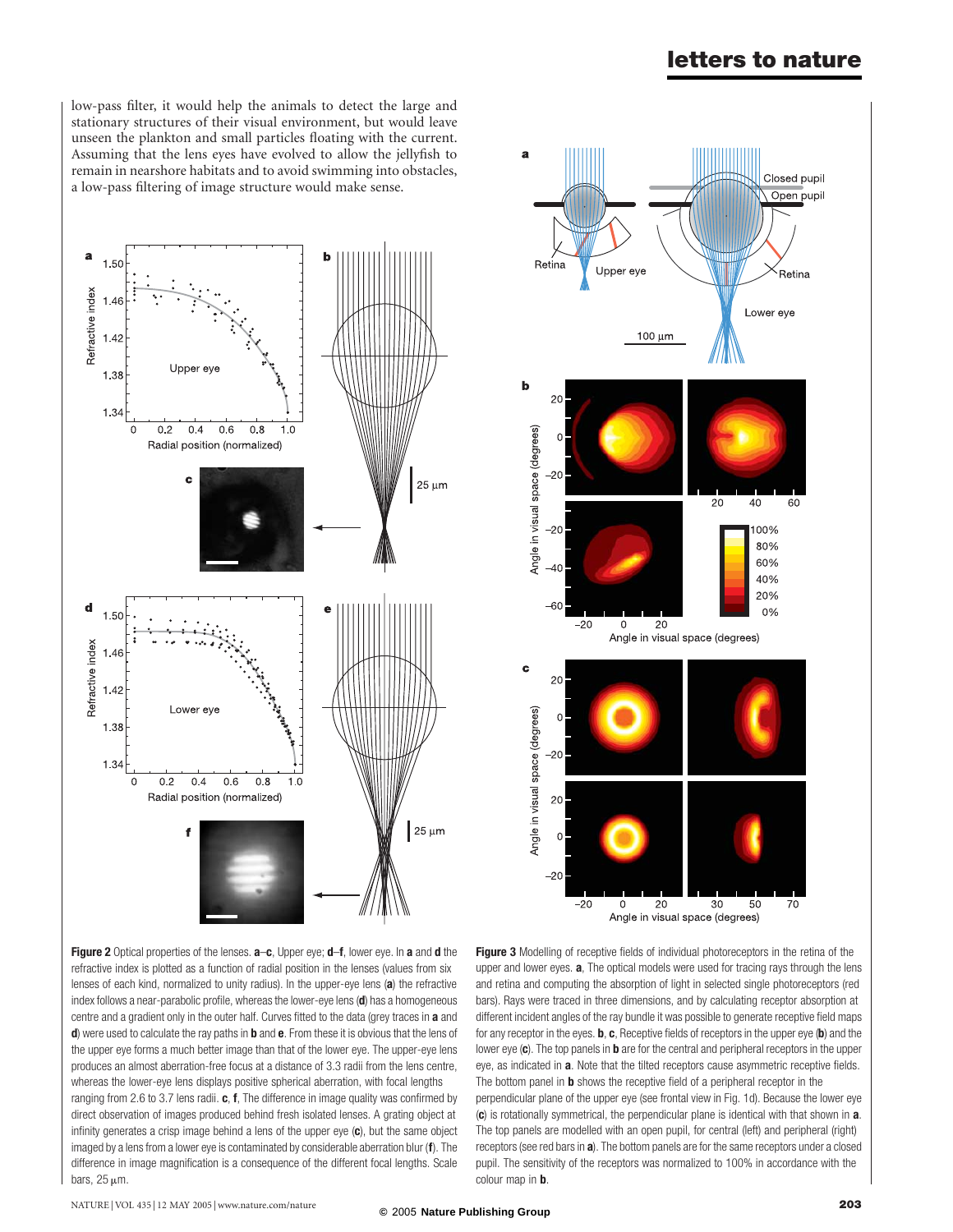low-pass filter, it would help the animals to detect the large and stationary structures of their visual environment, but would leave unseen the plankton and small particles floating with the current. Assuming that the lens eyes have evolved to allow the jellyfish to remain in nearshore habitats and to avoid swimming into obstacles, a low-pass filtering of image structure would make sense.

a

Refractive index

1.50
1.46
1.42
1.38
1.34

Upper eye

0 0.2 0.4 0.6 0.8 1.0

Radial position (normalized)

b

25 μm

c

d

Refractive index

1.50
1.46
1.42
1.38
1.34

Lower eye

0 0.2 0.4 0.6 0.8 1.0

Radial position (normalized)

e

25 μm

f

**Figure 2** Optical properties of the lenses. **a**–**c**, Upper eye; **d**–**f**, lower eye. In **a** and **d** the refractive index is plotted as a function of radial position in the lenses (values from six lenses of each kind, normalized to unity radius). In the upper-eye lens (**a**) the refractive index follows a near-parabolic profile, whereas the lower-eye lens (**d**) has a homogeneous centre and a gradient only in the outer half. Curves fitted to the data (grey traces in **a** and **d**) were used to calculate the ray paths in **b** and **e**. From these it is obvious that the lens of the upper eye forms a much better image than that of the lower eye. The upper-eye lens produces an almost aberration-free focus at a distance of 3.3 radii from the lens centre, whereas the lower-eye lens displays positive spherical aberration, with focal lengths ranging from 2.6 to 3.7 lens radii. **c**, **f**, The difference in image quality was confirmed by direct observation of images produced behind fresh isolated lenses. A grating object at infinity generates a crisp image behind a lens of the upper eye (**c**), but the same object imaged by a lens from a lower eye is contaminated by considerable aberration blur (**f**). The difference in image magnification is a consequence of the different focal lengths. Scale bars, 25 μm.

a

Closed pupil
Open pupil

Retina

Upper eye

Retina

Lower eye

100 μm

b

Angle in visual space (degrees)

20
0
−20

20 40 60

−20
−40
−60

−20 0 20

Angle in visual space (degrees)

100%
80%
60%
40%
20%
0%

c

Angle in visual space (degrees)

20
0
−20

20
0
−20

−20 0 20 30 50 70

Angle in visual space (degrees)

**Figure 3** Modelling of receptive fields of individual photoreceptors in the retina of the upper and lower eyes. **a**, The optical models were used for tracing rays through the lens and retina and computing the absorption of light in selected single photoreceptors (red bars). Rays were traced in three dimensions, and by calculating receptor absorption at different incident angles of the ray bundle it was possible to generate receptive field maps for any receptor in the eyes. **b**, **c**, Receptive fields of receptors in the upper eye (**b**) and the lower eye (**c**). The top panels in **b** are for the central and peripheral receptors in the upper eye, as indicated in **a**. Note that the tilted receptors cause asymmetric receptive fields. The bottom panel in **b** shows the receptive field of a peripheral receptor in the perpendicular plane of the upper eye (see frontal view in Fig. 1d). Because the lower eye (**c**) is rotationally symmetrical, the perpendicular plane is identical with that shown in **a**. The top panels are modelled with an open pupil, for central (left) and peripheral (right) receptors (see red bars in **a**). The bottom panels are for the same receptors under a closed pupil. The sensitivity of the receptors was normalized to 100% in accordance with the colour map in **b**.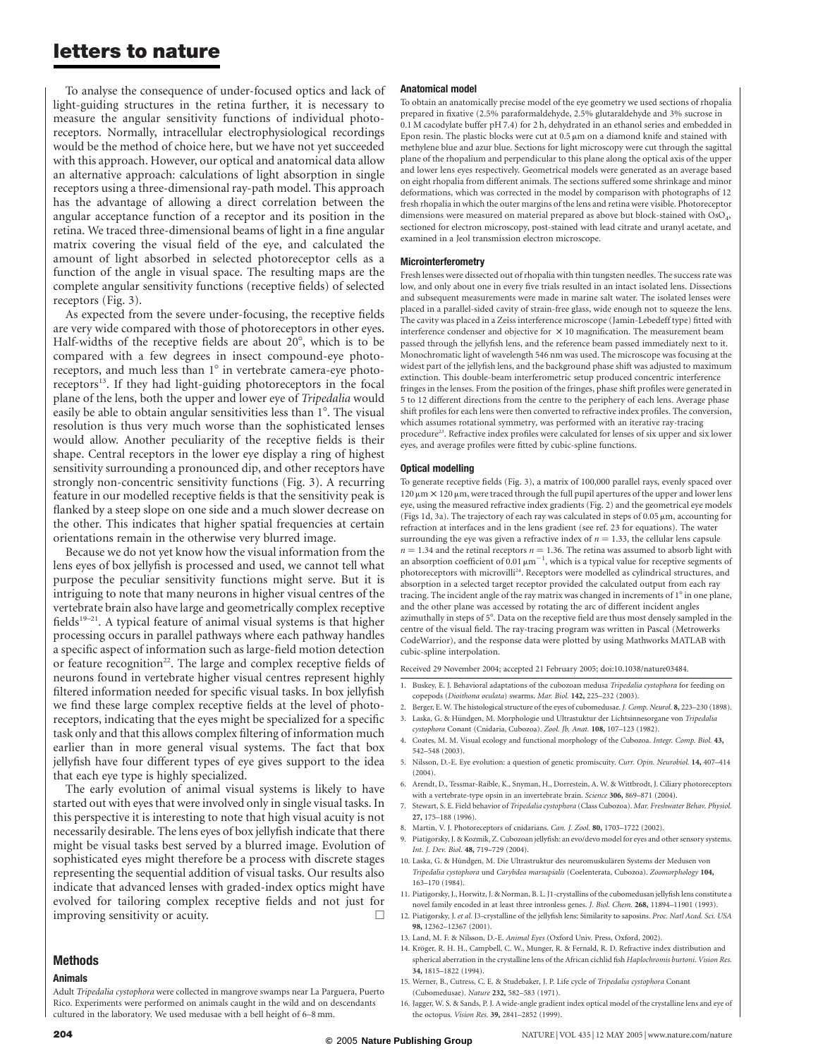To analyse the consequence of under-focused optics and lack of light-guiding structures in the retina further, it is necessary to measure the angular sensitivity functions of individual photoreceptors. Normally, intracellular electrophysiological recordings would be the method of choice here, but we have not yet succeeded with this approach. However, our optical and anatomical data allow an alternative approach: calculations of light absorption in single receptors using a three-dimensional ray-path model. This approach has the advantage of allowing a direct correlation between the angular acceptance function of a receptor and its position in the retina. We traced three-dimensional beams of light in a fine angular matrix covering the visual field of the eye, and calculated the amount of light absorbed in selected photoreceptor cells as a function of the angle in visual space. The resulting maps are the complete angular sensitivity functions (receptive fields) of selected receptors (Fig. 3).

As expected from the severe under-focusing, the receptive fields are very wide compared with those of photoreceptors in other eyes. Half-widths of the receptive fields are about 20°, which is to be compared with a few degrees in insect compound-eye photoreceptors, and much less than 1° in vertebrate camera-eye photoreceptors[13]. If they had light-guiding photoreceptors in the focal plane of the lens, both the upper and lower eye of *Tripedalia* would easily be able to obtain angular sensitivities less than 1°. The visual resolution is thus very much worse than the sophisticated lenses would allow. Another peculiarity of the receptive fields is their shape. Central receptors in the lower eye display a ring of highest sensitivity surrounding a pronounced dip, and other receptors have strongly non-concentric sensitivity functions (Fig. 3). A recurring feature in our modelled receptive fields is that the sensitivity peak is flanked by a steep slope on one side and a much slower decrease on the other. This indicates that higher spatial frequencies at certain orientations remain in the otherwise very blurred image.

Because we do not yet know how the visual information from the lens eyes of box jellyfish is processed and used, we cannot tell what purpose the peculiar sensitivity functions might serve. But it is intriguing to note that many neurons in higher visual centres of the vertebrate brain also have large and geometrically complex receptive fields[19–21]. A typical feature of animal visual systems is that higher processing occurs in parallel pathways where each pathway handles a specific aspect of information such as large-field motion detection or feature recognition[22]. The large and complex receptive fields of neurons found in vertebrate higher visual centres represent highly filtered information needed for specific visual tasks. In box jellyfish we find these large complex receptive fields at the level of photoreceptors, indicating that the eyes might be specialized for a specific task only and that this allows complex filtering of information much earlier than in more general visual systems. The fact that box jellyfish have four different types of eye gives support to the idea that each eye type is highly specialized.

The early evolution of animal visual systems is likely to have started out with eyes that were involved only in single visual tasks. In this perspective it is interesting to note that high visual acuity is not necessarily desirable. The lens eyes of box jellyfish indicate that there might be visual tasks best served by a blurred image. Evolution of sophisticated eyes might therefore be a process with discrete stages representing the sequential addition of visual tasks. Our results also indicate that advanced lenses with graded-index optics might have evolved for tailoring complex receptive fields and not just for improving sensitivity or acuity. □

## Methods

### Animals

Adult *Tripedalia cystophora* were collected in mangrove swamps near La Parguera, Puerto Rico. Experiments were performed on animals caught in the wild and on descendants cultured in the laboratory. We used medusae with a bell height of 6–8 mm.

### Anatomical model

To obtain an anatomically precise model of the eye geometry we used sections of rhopalia prepared in fixative (2.5% paraformaldehyde, 2.5% glutaraldehyde and 3% sucrose in 0.1 M cacodylate buffer pH 7.4) for 2 h, dehydrated in an ethanol series and embedded in Epon resin. The plastic blocks were cut at 0.5 μm on a diamond knife and stained with methylene blue and azur blue. Sections for light microscopy were cut through the sagittal plane of the rhopalium and perpendicular to this plane along the optical axis of the upper and lower lens eyes respectively. Geometrical models were generated as an average based on eight rhopalia from different animals. The sections suffered some shrinkage and minor deformations, which was corrected in the model by comparison with photographs of 12 fresh rhopalia in which the outer margins of the lens and retina were visible. Photoreceptor dimensions were measured on material prepared as above but block-stained with $OsO_4$, sectioned for electron microscopy, post-stained with lead citrate and uranyl acetate, and examined in a Jeol transmission electron microscope.

### Microinterferometry

Fresh lenses were dissected out of rhopalia with thin tungsten needles. The success rate was low, and only about one in every five trials resulted in an intact isolated lens. Dissections and subsequent measurements were made in marine salt water. The isolated lenses were placed in a parallel-sided cavity of strain-free glass, wide enough not to squeeze the lens. The cavity was placed in a Zeiss interference microscope (Jamin-Lebedeff type) fitted with interference condenser and objective for ×10 magnification. The measurement beam passed through the jellyfish lens, and the reference beam passed immediately next to it. Monochromatic light of wavelength 546 nm was used. The microscope was focusing at the widest part of the jellyfish lens, and the background phase shift was adjusted to maximum extinction. This double-beam interferometric setup produced concentric interference fringes in the lenses. From the position of the fringes, phase shift profiles were generated in 5 to 12 different directions from the centre to the periphery of each lens. Average phase shift profiles for each lens were then converted to refractive index profiles. The conversion, which assumes rotational symmetry, was performed with an iterative ray-tracing procedure[23]. Refractive index profiles were calculated for lenses of six upper and six lower eyes, and average profiles were fitted by cubic-spline functions.

### Optical modelling

To generate receptive fields (Fig. 3), a matrix of 100,000 parallel rays, evenly spaced over 120 μm × 120 μm, were traced through the full pupil apertures of the upper and lower lens eye, using the measured refractive index gradients (Fig. 2) and the geometrical eye models (Figs 1d, 3a). The trajectory of each ray was calculated in steps of 0.05 μm, accounting for refraction at interfaces and in the lens gradient (see ref. 23 for equations). The water surrounding the eye was given a refractive index of $n = 1.33$, the cellular lens capsule $n = 1.34$ and the retinal receptors $n = 1.36$. The retina was assumed to absorb light with an absorption coefficient of 0.01 $\mu m^{-1}$, which is a typical value for receptive segments of photoreceptors with microvilli[24]. Receptors were modelled as cylindrical structures, and absorption in a selected target receptor provided the calculated output from each ray tracing. The incident angle of the ray matrix was changed in increments of 1° in one plane, and the other plane was accessed by rotating the arc of different incident angles azimuthally in steps of 5°. Data on the receptive field are thus most densely sampled in the centre of the visual field. The ray-tracing program was written in Pascal (Metrowerks CodeWarrior), and the response data were plotted by using Mathworks MATLAB with cubic-spline interpolation.

Received 29 November 2004; accepted 21 February 2005; doi:10.1038/nature03484.

1. Buskey, E. J. Behavioral adaptations of the cubozoan medusa *Tripedalia cystophora* for feeding on copepods (*Dioithona oculata*) swarms. *Mar. Biol.* **142,** 225–232 (2003).
2. Berger, E. W. The histological structure of the eyes of cubomedusae. *J. Comp. Neurol.* **8,** 223–230 (1898).
3. Laska, G. & Hündgen, M. Morphologie und Ultrastuktur der Lichtsinnesorgane von *Tripedalia cystophora* Conant (Cnidaria, Cubozoa). *Zool. Jb. Anat.* **108,** 107–123 (1982).
4. Coates, M. M. Visual ecology and functional morphology of the Cubozoa. *Integr. Comp. Biol.* **43,** 542–548 (2003).
5. Nilsson, D.-E. Eye evolution: a question of genetic promiscuity. *Curr. Opin. Neurobiol.* **14,** 407–414 (2004).
6. Arendt, D., Tessmar-Raible, K., Snyman, H., Dorrestein, A. W. & Wittbrodt, J. Ciliary photoreceptors with a vertebrate-type opsin in an invertebrate brain. *Science* **306,** 869–871 (2004).
7. Stewart, S. E. Field behavior of *Tripedalia cystophora* (Class Cubozoa). *Mar. Freshwater Behav. Physiol.* **27,** 175–188 (1996).
8. Martin, V. J. Photoreceptors of cnidarians. *Can. J. Zool.* **80,** 1703–1722 (2002).
9. Piatigorsky, J. & Kozmik, Z. Cubozoan jellyfish: an evo/devo model for eyes and other sensory systems. *Int. J. Dev. Biol.* **48,** 719–729 (2004).
10. Laska, G. & Hündgen, M. Die Ultrastruktur des neuromuskulären Systems der Medusen von *Tripedalia cystophora* und *Carybdea marsupialis* (Coelenterata, Cubozoa). *Zoomorphology* **104,** 163–170 (1984).
11. Piatigorsky, J., Horwitz, J. & Norman, B. L. J1-crystallins of the cubomedusan jellyfish lens constitute a novel family encoded in at least three intronless genes. *J. Biol. Chem.* **268,** 11894–11901 (1993).
12. Piatigorsky, J. *et al.* J3-crystalline of the jellyfish lens: Similarity to saposins. *Proc. Natl Acad. Sci. USA* **98,** 12362–12367 (2001).
13. Land, M. F. & Nilsson, D.-E. *Animal Eyes* (Oxford Univ. Press, Oxford, 2002).
14. Kröger, R. H. H., Campbell, C. W., Munger, R. & Fernald, R. D. Refractive index distribution and spherical aberration in the crystalline lens of the African cichlid fish *Haplochromis burtoni*. *Vision Res.* **34,** 1815–1822 (1994).
15. Werner, B., Cutress, C. E. & Studebaker, J. P. Life cycle of *Tripedalia cystophora* Conant (Cubomedusae). *Nature* **232,** 582–583 (1971).
16. Jagger, W. S. & Sands, P. J. A wide-angle gradient index optical model of the crystalline lens and eye of the octopus. *Vision Res.* **39,** 2841–2852 (1999).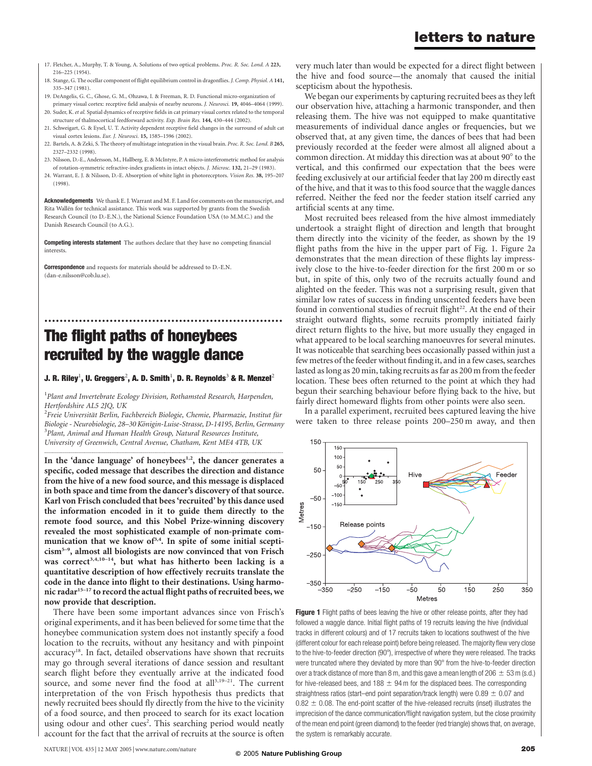17. Fletcher, A., Murphy, T. & Young, A. Solutions of two optical problems. *Proc. R. Soc. Lond. A* **223,** 216–225 (1954).
18. Stange, G. The ocellar component of flight equilibrium control in dragonflies. *J. Comp. Physiol. A* **141,** 335–347 (1981).
19. DeAngelis, G. C., Ghose, G. M., Ohzawa, I. & Freeman, R. D. Functional micro-organization of primary visual cortex: receptive field analysis of nearby neurons. *J. Neurosci.* **19,** 4046–4064 (1999).
20. Suder, K. *et al.* Spatial dynamics of receptive fields in cat primary visual cortex related to the temporal structure of thalmocortical feedforward activity. *Exp. Brain Res.* **144,** 430–444 (2002).
21. Schweigart, G. & Eysel, U. T. Activity dependent receptive field changes in the surround of adult cat visual cortex lesions. *Eur. J. Neurosci.* **15,** 1585–1596 (2002).
22. Bartels, A. & Zeki, S. The theory of multistage integration in the visual brain. *Proc. R. Soc. Lond. B* **265,** 2327–2332 (1998).
23. Nilsson, D.-E., Andersson, M., Hallberg, E. & McIntyre, P. A micro-interferometric method for analysis of rotation-symmetric refractive-index gradients in intact objects. *J. Microsc.* **132,** 21–29 (1983).
24. Warrant, E. J. & Nilsson, D.-E. Absorption of white light in photoreceptors. *Vision Res.* **38,** 195–207 (1998).

**Acknowledgements** We thank E. J. Warrant and M. F. Land for comments on the manuscript, and Rita Wallén for technical assistance. This work was supported by grants from the Swedish Research Council (to D.-E.N.), the National Science Foundation USA (to M.M.C.) and the Danish Research Council (to A.G.).

**Competing interests statement** The authors declare that they have no competing financial interests.

**Correspondence** and requests for materials should be addressed to D.-E.N. (dan-e.nilsson@cob.lu.se).

# The flight paths of honeybees recruited by the waggle dance

**J. R. Riley[1], U. Greggers[2], A. D. Smith[1], D. R. Reynolds[3] & R. Menzel[2]**

[1]*Plant and Invertebrate Ecology Division, Rothamsted Research, Harpenden, Hertfordshire AL5 2JQ, UK*
[2]*Freie Universität Berlin, Fachbereich Biologie, Chemie, Pharmazie, Institut für Biologie - Neurobiologie, 28–30 Königin-Luise-Strasse, D-14195, Berlin, Germany*
[3]*Plant, Animal and Human Health Group, Natural Resources Institute, University of Greenwich, Central Avenue, Chatham, Kent ME4 4TB, UK*

**In the 'dance language' of honeybees[1,2], the dancer generates a specific, coded message that describes the direction and distance from the hive of a new food source, and this message is displaced in both space and time from the dancer's discovery of that source. Karl von Frisch concluded that bees 'recruited' by this dance used the information encoded in it to guide them directly to the remote food source, and this Nobel Prize-winning discovery revealed the most sophisticated example of non-primate communication that we know of[3,4]. In spite of some initial scepticism[5–9], almost all biologists are now convinced that von Frisch was correct[3,4,10–14], but what has hitherto been lacking is a quantitative description of how effectively recruits translate the code in the dance into flight to their destinations. Using harmonic radar[15–17] to record the actual flight paths of recruited bees, we now provide that description.**

There have been some important advances since von Frisch's original experiments, and it has been believed for some time that the honeybee communication system does not instantly specify a food location to the recruits, without any hesitancy and with pinpoint accuracy[18]. In fact, detailed observations have shown that recruits may go through several iterations of dance session and resultant search flight before they eventually arrive at the indicated food source, and some never find the food at all[3,19–21]. The current interpretation of the von Frisch hypothesis thus predicts that newly recruited bees should fly directly from the hive to the vicinity of a food source, and then proceed to search for its exact location using odour and other cues[2]. This searching period would neatly account for the fact that the arrival of recruits at the source is often very much later than would be expected for a direct flight between the hive and food source—the anomaly that caused the initial scepticism about the hypothesis.

We began our experiments by capturing recruited bees as they left our observation hive, attaching a harmonic transponder, and then releasing them. The hive was not equipped to make quantitative measurements of individual dance angles or frequencies, but we observed that, at any given time, the dances of bees that had been previously recorded at the feeder were almost all aligned about a common direction. At midday this direction was at about 90° to the vertical, and this confirmed our expectation that the bees were feeding exclusively at our artificial feeder that lay 200 m directly east of the hive, and that it was to this food source that the waggle dances referred. Neither the feed nor the feeder station itself carried any artificial scents at any time.

Most recruited bees released from the hive almost immediately undertook a straight flight of direction and length that brought them directly into the vicinity of the feeder, as shown by the 19 flight paths from the hive in the upper part of Fig. 1. Figure 2a demonstrates that the mean direction of these flights lay impressively close to the hive-to-feeder direction for the first 200 m or so but, in spite of this, only two of the recruits actually found and alighted on the feeder. This was not a surprising result, given that similar low rates of success in finding unscented feeders have been found in conventional studies of recruit flight[22]. At the end of their straight outward flights, some recruits promptly initiated fairly direct return flights to the hive, but more usually they engaged in what appeared to be local searching manoeuvres for several minutes. It was noticeable that searching bees occasionally passed within just a few metres of the feeder without finding it, and in a few cases, searches lasted as long as 20 min, taking recruits as far as 200 m from the feeder location. These bees often returned to the point at which they had begun their searching behaviour before flying back to the hive, but fairly direct homeward flights from other points were also seen.

In a parallel experiment, recruited bees captured leaving the hive were taken to three release points 200–250 m away, and then

Hive
Feeder
Release points
Metres
Metres
150
50
−50
−150
−250
−350
−350 −250 −150 −50 50 150 250 350
150
100
50
0
−50
−100
−150
50 150 250 350

Figure 1 Flight paths of bees leaving the hive or other release points, after they had followed a waggle dance. Initial flight paths of 19 recruits leaving the hive (individual tracks in different colours) and of 17 recruits taken to locations southwest of the hive (different colour for each release point) before being released. The majority flew very close to the hive-to-feeder direction (90°), irrespective of where they were released. The tracks were truncated where they deviated by more than 90° from the hive-to-feeder direction over a track distance of more than 8 m, and this gave a mean length of 206 ± 53 m (s.d.) for hive-released bees, and 188 ± 94 m for the displaced bees. The corresponding straightness ratios (start–end point separation/track length) were 0.89 ± 0.07 and 0.82 ± 0.08. The end-point scatter of the hive-released recruits (inset) illustrates the imprecision of the dance communication/flight navigation system, but the close proximity of the mean end point (green diamond) to the feeder (red triangle) shows that, on average, the system is remarkably accurate.